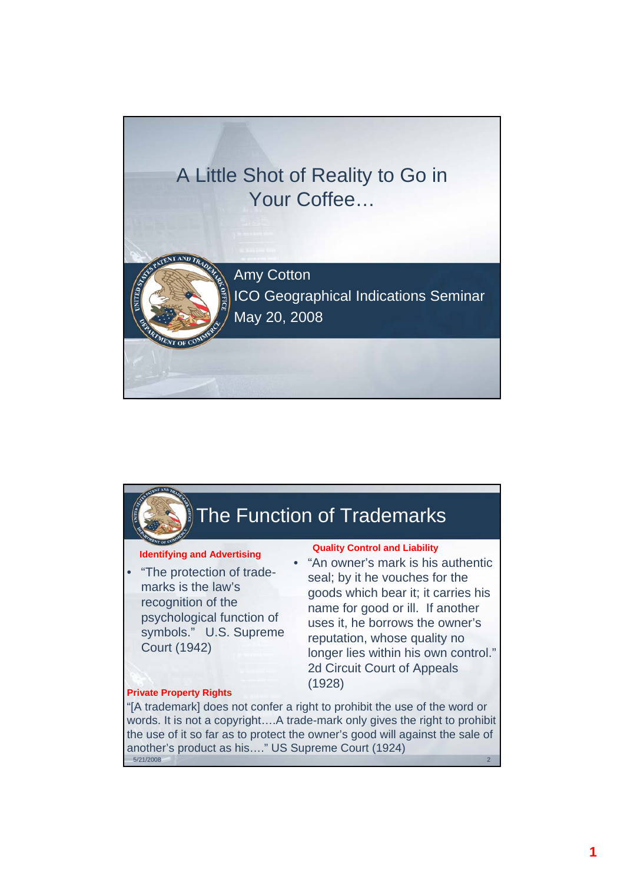# A Little Shot of Reality to Go in Your Coffee…

Amy Cotton
ICO Geographical Indications Seminar
May 20, 2008

## The Function of Trademarks

**Identifying and Advertising**

- "The protection of trade-marks is the law's recognition of the psychological function of symbols." U.S. Supreme Court (1942)

**Quality Control and Liability**

- "An owner's mark is his authentic seal; by it he vouches for the goods which bear it; it carries his name for good or ill. If another uses it, he borrows the owner's reputation, whose quality no longer lies within his own control." 2d Circuit Court of Appeals (1928)

**Private Property Rights**

"[A trademark] does not confer a right to prohibit the use of the word or words. It is not a copyright….A trade-mark only gives the right to prohibit the use of it so far as to protect the owner's good will against the sale of another's product as his…." US Supreme Court (1924)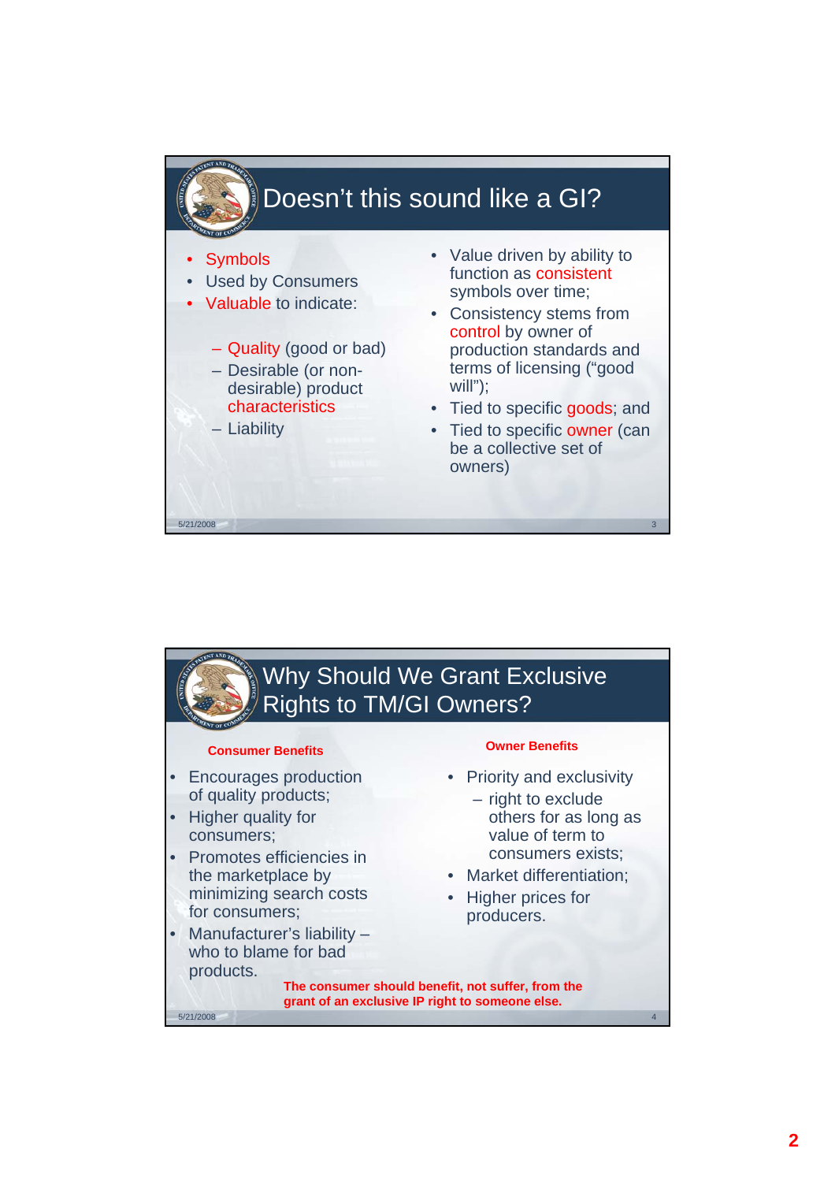# Doesn't this sound like a GI?

- Symbols
- Used by Consumers
- Valuable to indicate:
  - Quality (good or bad)
  - Desirable (or non-desirable) product characteristics
  - Liability

- Value driven by ability to function as consistent symbols over time;
- Consistency stems from control by owner of production standards and terms of licensing ("good will");
- Tied to specific goods; and
- Tied to specific owner (can be a collective set of owners)

# Why Should We Grant Exclusive Rights to TM/GI Owners?

**Consumer Benefits**

- Encourages production of quality products;
- Higher quality for consumers;
- Promotes efficiencies in the marketplace by minimizing search costs for consumers;
- Manufacturer's liability – who to blame for bad products.

**Owner Benefits**

- Priority and exclusivity
  - right to exclude others for as long as value of term to consumers exists;
- Market differentiation;
- Higher prices for producers.

**The consumer should benefit, not suffer, from the grant of an exclusive IP right to someone else.**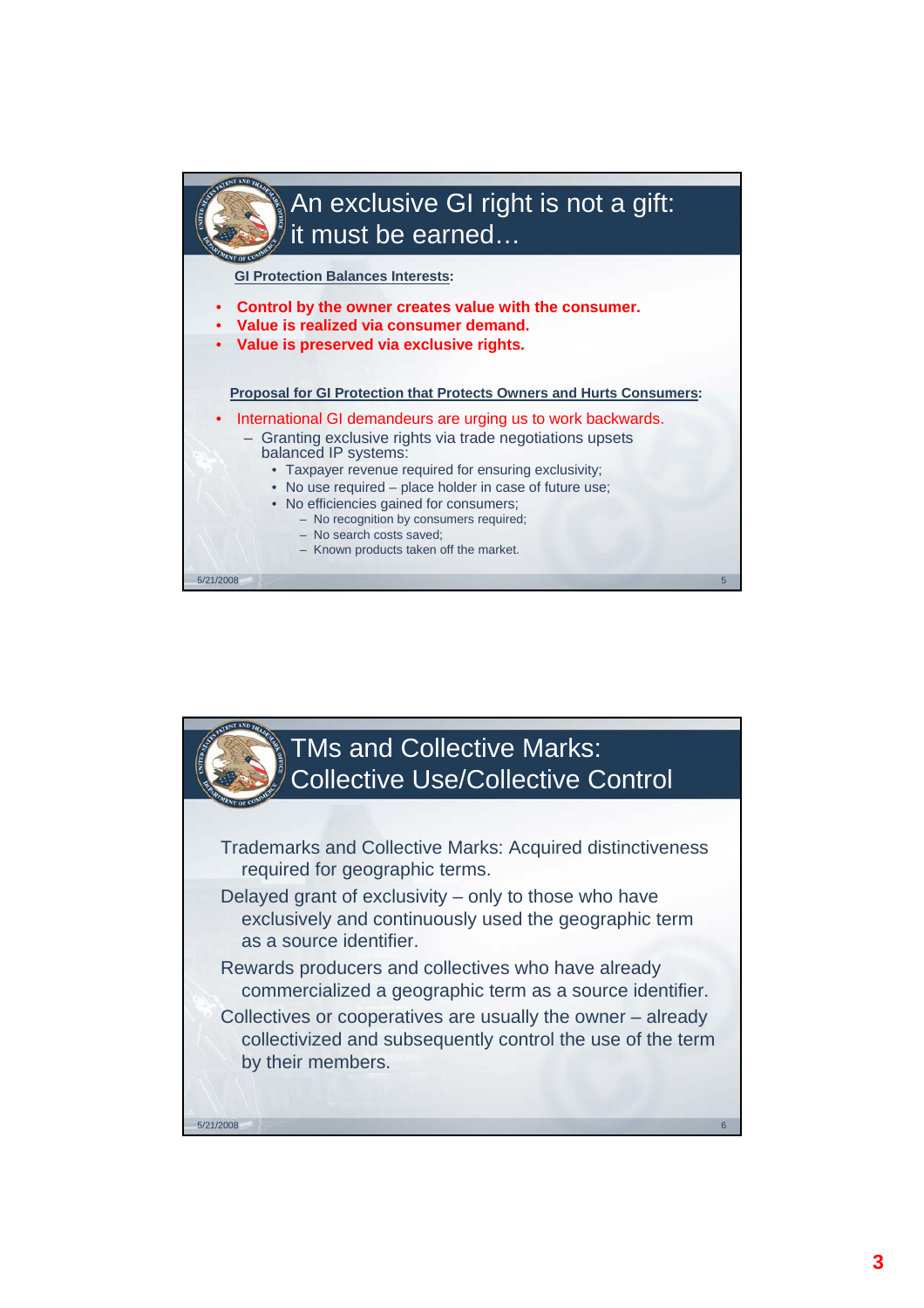# An exclusive GI right is not a gift: it must be earned…

GI Protection Balances Interests:

- **Control by the owner creates value with the consumer.**
- **Value is realized via consumer demand.**
- **Value is preserved via exclusive rights.**

Proposal for GI Protection that Protects Owners and Hurts Consumers:

- International GI demandeurs are urging us to work backwards.
  - Granting exclusive rights via trade negotiations upsets balanced IP systems:
    - Taxpayer revenue required for ensuring exclusivity;
    - No use required – place holder in case of future use;
    - No efficiencies gained for consumers;
      - No recognition by consumers required;
      - No search costs saved;
      - Known products taken off the market.

# TMs and Collective Marks: Collective Use/Collective Control

Trademarks and Collective Marks: Acquired distinctiveness required for geographic terms.

Delayed grant of exclusivity – only to those who have exclusively and continuously used the geographic term as a source identifier.

Rewards producers and collectives who have already commercialized a geographic term as a source identifier.

Collectives or cooperatives are usually the owner – already collectivized and subsequently control the use of the term by their members.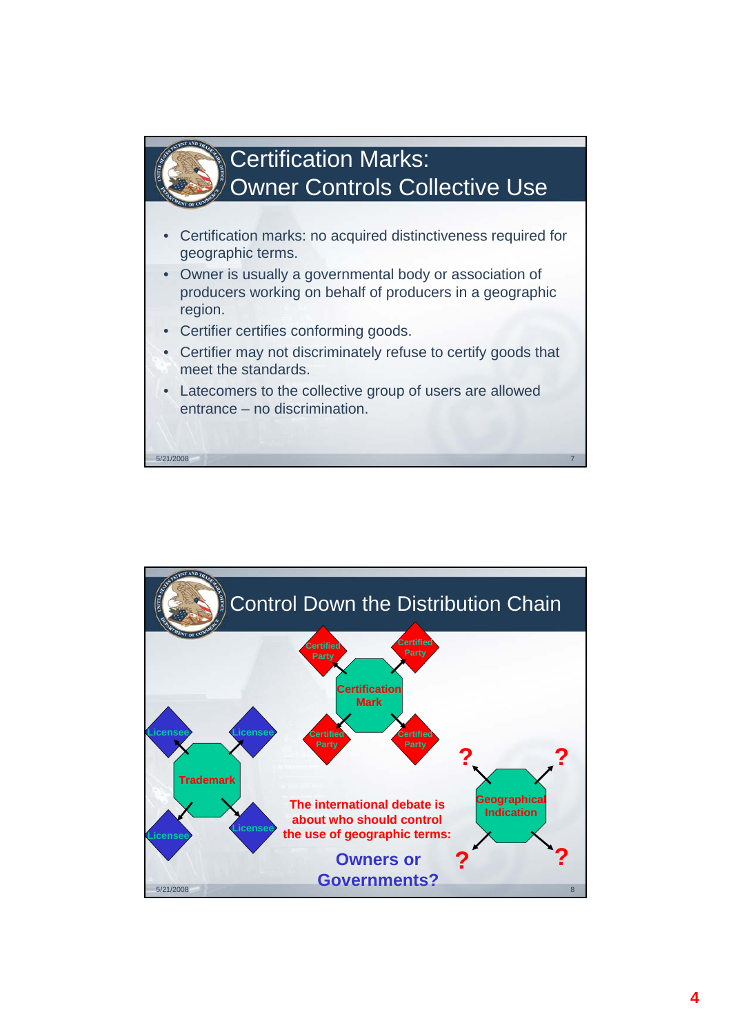## Certification Marks: Owner Controls Collective Use

- Certification marks: no acquired distinctiveness required for geographic terms.
- Owner is usually a governmental body or association of producers working on behalf of producers in a geographic region.
- Certifier certifies conforming goods.
- Certifier may not discriminately refuse to certify goods that meet the standards.
- Latecomers to the collective group of users are allowed entrance – no discrimination.

## Control Down the Distribution Chain

Certified Party

Certified Party

Certification Mark

Certified Party

Certified Party

Licensee

Licensee

Trademark

Licensee

Licensee

?

?

Geographical Indication

?

?

The international debate is about who should control the use of geographic terms:

**Owners or Governments?**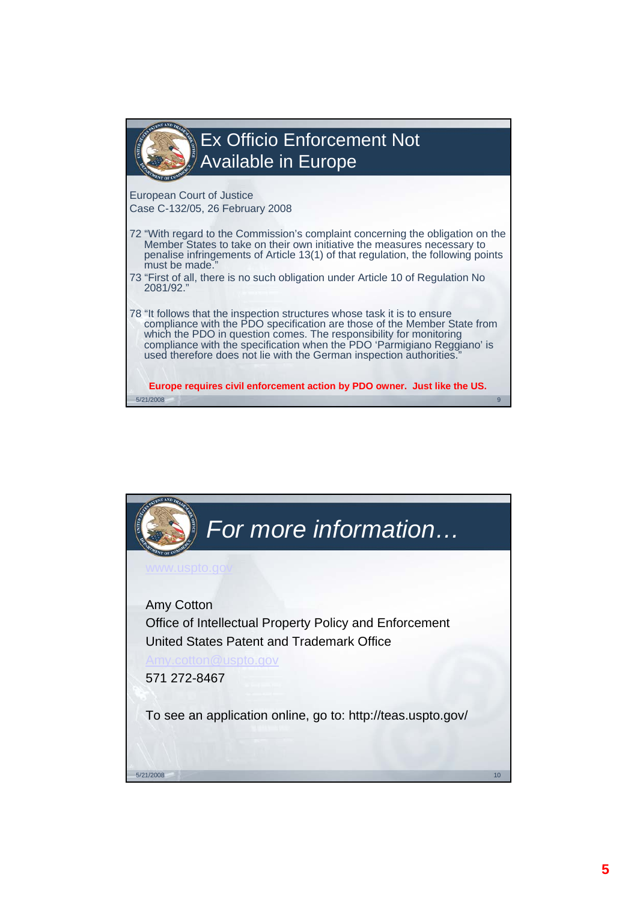## Ex Officio Enforcement Not Available in Europe

European Court of Justice
Case C-132/05, 26 February 2008

72 "With regard to the Commission's complaint concerning the obligation on the Member States to take on their own initiative the measures necessary to penalise infringements of Article 13(1) of that regulation, the following points must be made."

73 "First of all, there is no such obligation under Article 10 of Regulation No 2081/92."

78 "It follows that the inspection structures whose task it is to ensure compliance with the PDO specification are those of the Member State from which the PDO in question comes. The responsibility for monitoring compliance with the specification when the PDO 'Parmigiano Reggiano' is used therefore does not lie with the German inspection authorities."

**Europe requires civil enforcement action by PDO owner. Just like the US.**

5/21/2008

## *For more information…*

www.uspto.gov

Amy Cotton
Office of Intellectual Property Policy and Enforcement
United States Patent and Trademark Office
Amy.cotton@uspto.gov
571 272-8467

To see an application online, go to: http://teas.uspto.gov/

5/21/2008